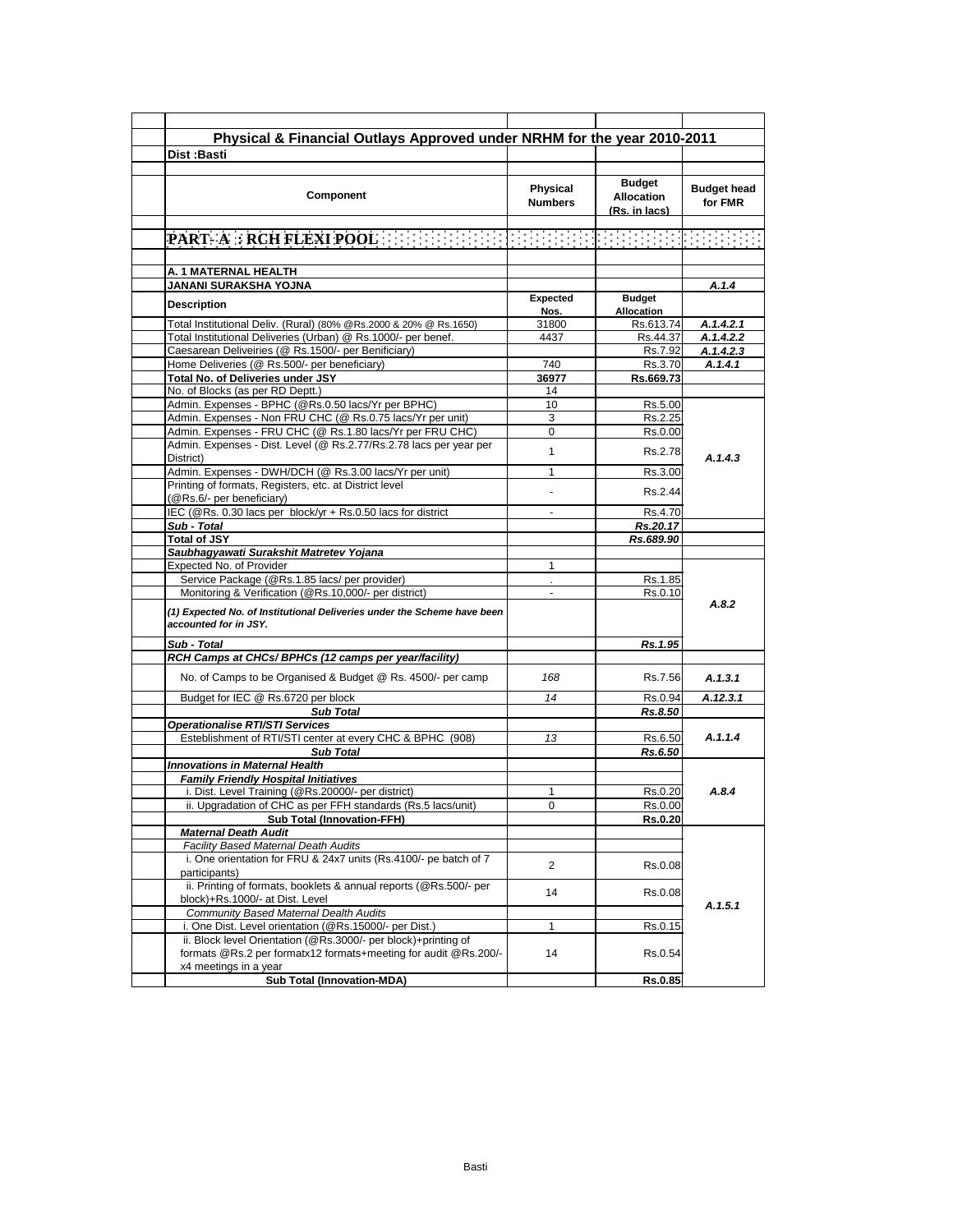## Physical & Financial Outlays Approved under NRHM for the year 2010-2011

**Dist :Basti**

| Component | Physical Numbers | Budget Allocation (Rs. in lacs) | Budget head for FMR |
|---|---|---|---|
| **PART- A : RCH FLEXI POOL** | | | |
| **A. 1 MATERNAL HEALTH** | | | |
| **JANANI SURAKSHA YOJNA** | | | *A.1.4* |
| **Description** | **Expected Nos.** | **Budget Allocation** | |
| Total Institutional Deliv. (Rural) (80% @Rs.2000 & 20% @ Rs.1650) | 31800 | Rs.613.74 | *A.1.4.2.1* |
| Total Institutional Deliveries (Urban) @ Rs.1000/- per benef. | 4437 | Rs.44.37 | *A.1.4.2.2* |
| Caesarean Deliveiries (@ Rs.1500/- per Benificiary) | | Rs.7.92 | *A.1.4.2.3* |
| Home Deliveries (@ Rs.500/- per beneficiary) | 740 | Rs.3.70 | *A.1.4.1* |
| **Total No. of Deliveries under JSY** | **36977** | **Rs.669.73** | |
| No. of Blocks (as per RD Deptt.) | 14 | | |
| Admin. Expenses - BPHC (@Rs.0.50 lacs/Yr per BPHC) | 10 | Rs.5.00 | *A.1.4.3* |
| Admin. Expenses - Non FRU CHC (@ Rs.0.75 lacs/Yr per unit) | 3 | Rs.2.25 | |
| Admin. Expenses - FRU CHC (@ Rs.1.80 lacs/Yr per FRU CHC) | 0 | Rs.0.00 | |
| Admin. Expenses - Dist. Level (@ Rs.2.77/Rs.2.78 lacs per year per District) | 1 | Rs.2.78 | |
| Admin. Expenses - DWH/DCH (@ Rs.3.00 lacs/Yr per unit) | 1 | Rs.3.00 | |
| Printing of formats, Registers, etc. at District level (@Rs.6/- per beneficiary) | - | Rs.2.44 | |
| IEC (@Rs. 0.30 lacs per block/yr + Rs.0.50 lacs for district | - | Rs.4.70 | |
| ***Sub - Total*** | | ***Rs.20.17*** | |
| **Total of JSY** | | ***Rs.689.90*** | |
| ***Saubhagyawati Surakshit Matretev Yojana*** | | | *A.8.2* |
| Expected No. of Provider | 1 | | |
| Service Package (@Rs.1.85 lacs/ per provider) | . | Rs.1.85 | |
| Monitoring & Verification (@Rs.10,000/- per district) | - | Rs.0.10 | |
| ***(1) Expected No. of Institutional Deliveries under the Scheme have been accounted for in JSY.*** | | | |
| ***Sub - Total*** | | ***Rs.1.95*** | |
| ***RCH Camps at CHCs/ BPHCs (12 camps per year/facility)*** | | | |
| No. of Camps to be Organised & Budget @ Rs. 4500/- per camp | *168* | Rs.7.56 | *A.1.3.1* |
| Budget for IEC @ Rs.6720 per block | *14* | Rs.0.94 | *A.12.3.1* |
| ***Sub Total*** | | ***Rs.8.50*** | |
| ***Operationalise RTI/STI Services*** | | | |
| Esteblishment of RTI/STI center at every CHC & BPHC (908) | *13* | Rs.6.50 | *A.1.1.4* |
| ***Sub Total*** | | ***Rs.6.50*** | |
| ***Innovations in Maternal Health*** | | | *A.8.4* |
| ***Family Friendly Hospital Initiatives*** | | | |
| i. Dist. Level Training (@Rs.20000/- per district) | 1 | Rs.0.20 | |
| ii. Upgradation of CHC as per FFH standards (Rs.5 lacs/unit) | 0 | Rs.0.00 | |
| **Sub Total (Innovation-FFH)** | | **Rs.0.20** | |
| ***Maternal Death Audit*** | | | *A.1.5.1* |
| *Facility Based Maternal Death Audits* | | | |
| i. One orientation for FRU & 24x7 units (Rs.4100/- pe batch of 7 participants) | 2 | Rs.0.08 | |
| ii. Printing of formats, booklets & annual reports (@Rs.500/- per block)+Rs.1000/- at Dist. Level | 14 | Rs.0.08 | |
| *Community Based Maternal Dealth Audits* | | | |
| i. One Dist. Level orientation (@Rs.15000/- per Dist.) | 1 | Rs.0.15 | |
| ii. Block level Orientation (@Rs.3000/- per block)+printing of formats @Rs.2 per formatx12 formats+meeting for audit @Rs.200/- x4 meetings in a year | 14 | Rs.0.54 | |
| **Sub Total (Innovation-MDA)** | | **Rs.0.85** | |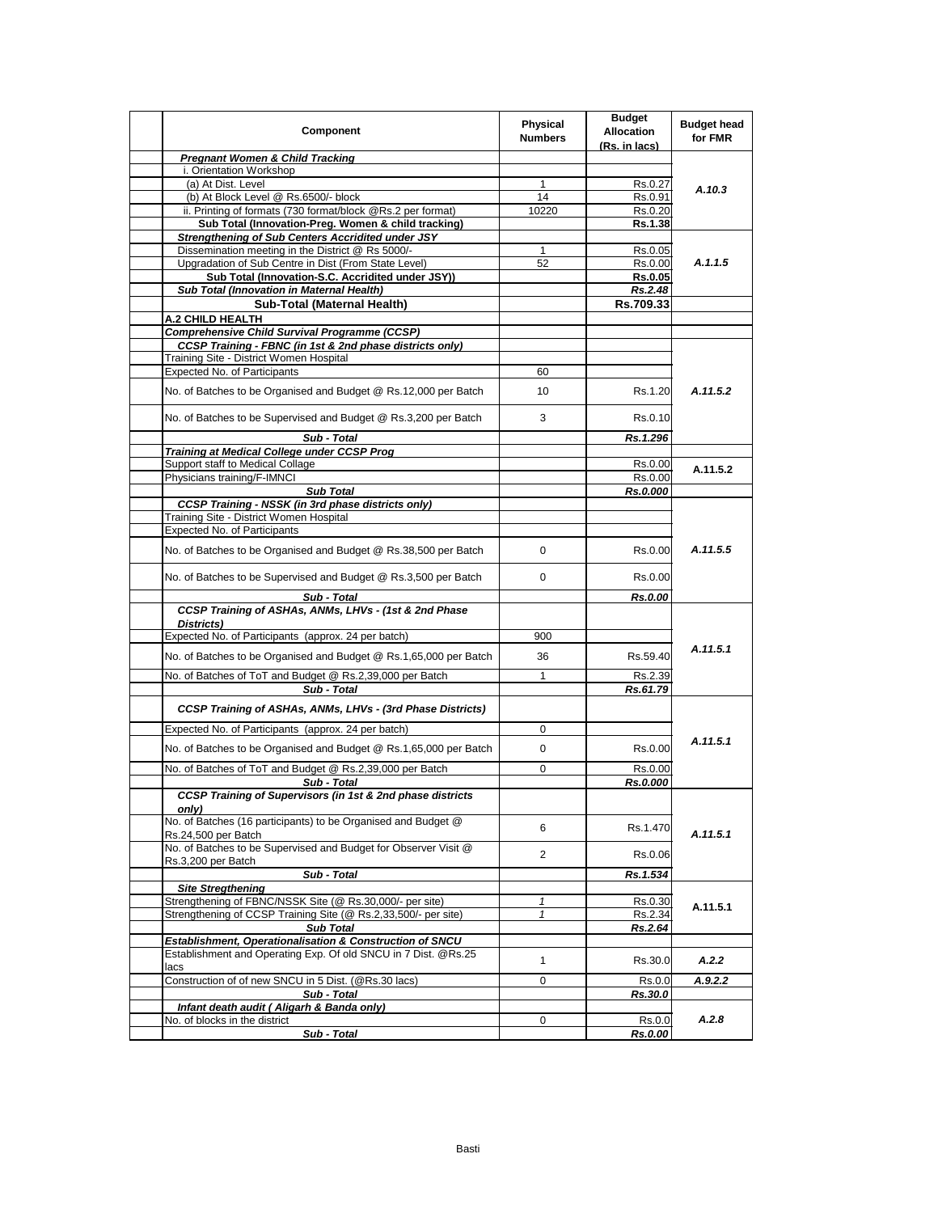| Component | Physical Numbers | Budget Allocation (Rs. in lacs) | Budget head for FMR |
|---|---|---|---|
| ***Pregnant Women & Child Tracking*** | | | |
| i. Orientation Workshop | | | |
| (a) At Dist. Level | 1 | Rs.0.27 | *A.10.3* |
| (b) At Block Level @ Rs.6500/- block | 14 | Rs.0.91 | |
| ii. Printing of formats (730 format/block @Rs.2 per format) | 10220 | Rs.0.20 | |
| **Sub Total (Innovation-Preg. Women & child tracking)** | | **Rs.1.38** | |
| ***Strengthening of Sub Centers Accridited under JSY*** | | | |
| Dissemination meeting in the District @ Rs 5000/- | 1 | Rs.0.05 | *A.1.1.5* |
| Upgradation of Sub Centre in Dist (From State Level) | 52 | Rs.0.00 | |
| **Sub Total (Innovation-S.C. Accridited under JSY))** | | **Rs.0.05** | |
| ***Sub Total (Innovation in Maternal Health)*** | | ***Rs.2.48*** | |
| **Sub-Total (Maternal Health)** | | **Rs.709.33** | |
| **A.2 CHILD HEALTH** | | | |
| ***Comprehensive Child Survival Programme (CCSP)*** | | | |
| ***CCSP Training - FBNC (in 1st & 2nd phase districts only)*** | | | |
| Training Site - District Women Hospital | | | |
| Expected No. of Participants | 60 | | |
| No. of Batches to be Organised and Budget @ Rs.12,000 per Batch | 10 | Rs.1.20 | *A.11.5.2* |
| No. of Batches to be Supervised and Budget @ Rs.3,200 per Batch | 3 | Rs.0.10 | |
| ***Sub - Total*** | | ***Rs.1.296*** | |
| ***Training at Medical College under CCSP Prog*** | | | |
| Support staff to Medical Collage | | Rs.0.00 | A.11.5.2 |
| Physicians training/F-IMNCI | | Rs.0.00 | |
| ***Sub Total*** | | ***Rs.0.000*** | |
| ***CCSP Training - NSSK (in 3rd phase districts only)*** | | | |
| Training Site - District Women Hospital | | | |
| Expected No. of Participants | | | |
| No. of Batches to be Organised and Budget @ Rs.38,500 per Batch | 0 | Rs.0.00 | *A.11.5.5* |
| No. of Batches to be Supervised and Budget @ Rs.3,500 per Batch | 0 | Rs.0.00 | |
| ***Sub - Total*** | | ***Rs.0.00*** | |
| ***CCSP Training of ASHAs, ANMs, LHVs - (1st & 2nd Phase Districts)*** | | | |
| Expected No. of Participants (approx. 24 per batch) | 900 | | *A.11.5.1* |
| No. of Batches to be Organised and Budget @ Rs.1,65,000 per Batch | 36 | Rs.59.40 | |
| No. of Batches of ToT and Budget @ Rs.2,39,000 per Batch | 1 | Rs.2.39 | |
| ***Sub - Total*** | | ***Rs.61.79*** | |
| ***CCSP Training of ASHAs, ANMs, LHVs - (3rd Phase Districts)*** | | | |
| Expected No. of Participants (approx. 24 per batch) | 0 | | *A.11.5.1* |
| No. of Batches to be Organised and Budget @ Rs.1,65,000 per Batch | 0 | Rs.0.00 | |
| No. of Batches of ToT and Budget @ Rs.2,39,000 per Batch | 0 | Rs.0.00 | |
| ***Sub - Total*** | | ***Rs.0.000*** | |
| ***CCSP Training of Supervisors (in 1st & 2nd phase districts only)*** | | | |
| No. of Batches (16 participants) to be Organised and Budget @ Rs.24,500 per Batch | 6 | Rs.1.470 | *A.11.5.1* |
| No. of Batches to be Supervised and Budget for Observer Visit @ Rs.3,200 per Batch | 2 | Rs.0.06 | |
| ***Sub - Total*** | | ***Rs.1.534*** | |
| ***Site Stregthening*** | | | |
| Strengthening of FBNC/NSSK Site (@ Rs.30,000/- per site) | *1* | Rs.0.30 | A.11.5.1 |
| Strengthening of CCSP Training Site (@ Rs.2,33,500/- per site) | *1* | Rs.2.34 | |
| ***Sub Total*** | | ***Rs.2.64*** | |
| ***Establishment, Operationalisation & Construction of SNCU*** | | | |
| Establishment and Operating Exp. Of old SNCU in 7 Dist. @Rs.25 lacs | 1 | Rs.30.0 | *A.2.2* |
| Construction of of new SNCU in 5 Dist. (@Rs.30 lacs) | 0 | Rs.0.0 | *A.9.2.2* |
| ***Sub - Total*** | | ***Rs.30.0*** | |
| ***Infant death audit ( Aligarh & Banda only)*** | | | |
| No. of blocks in the district | 0 | Rs.0.0 | *A.2.8* |
| ***Sub - Total*** | | ***Rs.0.00*** | |

Basti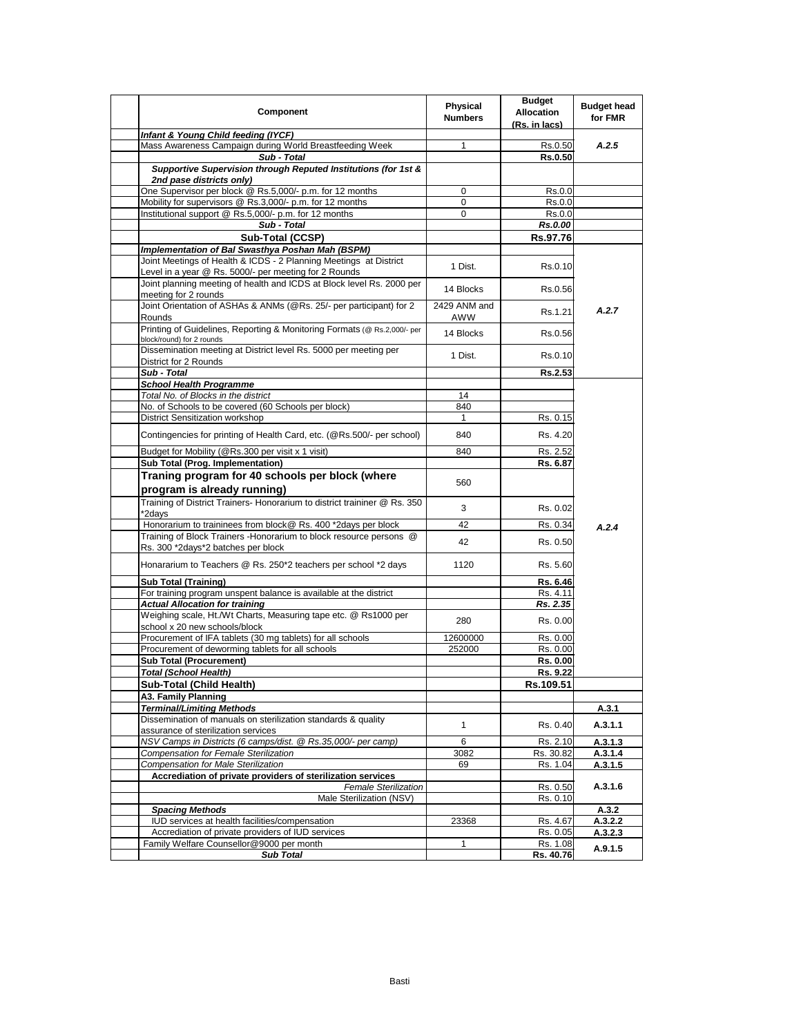| Component | Physical Numbers | Budget Allocation (Rs. in lacs) | Budget head for FMR |
|---|---|---|---|
| ***Infant & Young Child feeding (IYCF)*** | | | |
| Mass Awareness Campaign during World Breastfeeding Week | 1 | Rs.0.50 | *A.2.5* |
| ***Sub - Total*** | | **Rs.0.50** | |
| ***Supportive Supervision through Reputed Institutions (for 1st & 2nd pase districts only)*** | | | |
| One Supervisor per block @ Rs.5,000/- p.m. for 12 months | 0 | Rs.0.0 | |
| Mobility for supervisors @ Rs.3,000/- p.m. for 12 months | 0 | Rs.0.0 | |
| Institutional support @ Rs.5,000/- p.m. for 12 months | 0 | Rs.0.0 | |
| ***Sub - Total*** | | ***Rs.0.00*** | |
| **Sub-Total (CCSP)** | | **Rs.97.76** | |
| ***Implementation of Bal Swasthya Poshan Mah (BSPM)*** | | | |
| Joint Meetings of Health & ICDS - 2 Planning Meetings at District Level in a year @ Rs. 5000/- per meeting for 2 Rounds | 1 Dist. | Rs.0.10 | *A.2.7* |
| Joint planning meeting of health and ICDS at Block level Rs. 2000 per meeting for 2 rounds | 14 Blocks | Rs.0.56 | |
| Joint Orientation of ASHAs & ANMs (@Rs. 25/- per participant) for 2 Rounds | 2429 ANM and AWW | Rs.1.21 | |
| Printing of Guidelines, Reporting & Monitoring Formats (@ Rs.2,000/- per block/round) for 2 rounds | 14 Blocks | Rs.0.56 | |
| Dissemination meeting at District level Rs. 5000 per meeting per District for 2 Rounds | 1 Dist. | Rs.0.10 | |
| ***Sub - Total*** | | **Rs.2.53** | |
| ***School Health Programme*** | | | *A.2.4* |
| *Total No. of Blocks in the district* | 14 | | |
| No. of Schools to be covered (60 Schools per block) | 840 | | |
| District Sensitization workshop | 1 | Rs. 0.15 | |
| Contingencies for printing of Health Card, etc. (@Rs.500/- per school) | 840 | Rs. 4.20 | |
| Budget for Mobility (@Rs.300 per visit x 1 visit) | 840 | Rs. 2.52 | |
| **Sub Total (Prog. Implementation)** | | **Rs. 6.87** | |
| **Traning program for 40 schools per block (where program is already running)** | 560 | | |
| Training of District Trainers- Honorarium to district traininer @ Rs. 350 *2days | 3 | Rs. 0.02 | |
| Honorarium to traininees from block@ Rs. 400 *2days per block | 42 | Rs. 0.34 | |
| Training of Block Trainers -Honorarium to block resource persons @ Rs. 300 *2days*2 batches per block | 42 | Rs. 0.50 | |
| Honararium to Teachers @ Rs. 250*2 teachers per school *2 days | 1120 | Rs. 5.60 | |
| **Sub Total (Training)** | | **Rs. 6.46** | |
| For training program unspent balance is available at the district | | Rs. 4.11 | |
| ***Actual Allocation for training*** | | ***Rs. 2.35*** | |
| Weighing scale, Ht./Wt Charts, Measuring tape etc. @ Rs1000 per school x 20 new schools/block | 280 | Rs. 0.00 | |
| Procurement of IFA tablets (30 mg tablets) for all schools | 12600000 | Rs. 0.00 | |
| Procurement of deworming tablets for all schools | 252000 | Rs. 0.00 | |
| **Sub Total (Procurement)** | | **Rs. 0.00** | |
| ***Total (School Health)*** | | **Rs. 9.22** | |
| **Sub-Total (Child Health)** | | **Rs.109.51** | |
| **A3. Family Planning** | | | |
| ***Terminal/Limiting Methods*** | | | **A.3.1** |
| Dissemination of manuals on sterilization standards & quality assurance of sterilization services | 1 | Rs. 0.40 | **A.3.1.1** |
| *NSV Camps in Districts (6 camps/dist. @ Rs.35,000/- per camp)* | 6 | Rs. 2.10 | **A.3.1.3** |
| *Compensation for Female Sterilization* | 3082 | Rs. 30.82 | **A.3.1.4** |
| *Compensation for Male Sterilization* | 69 | Rs. 1.04 | **A.3.1.5** |
| **Accrediation of private providers of sterilization services** | | | **A.3.1.6** |
| *Female Sterilization* | | Rs. 0.50 | |
| Male Sterilization (NSV) | | Rs. 0.10 | |
| ***Spacing Methods*** | | | **A.3.2** |
| IUD services at health facilities/compensation | 23368 | Rs. 4.67 | **A.3.2.2** |
| Accrediation of private providers of IUD services | | Rs. 0.05 | **A.3.2.3** |
| Family Welfare Counsellor@9000 per month | 1 | Rs. 1.08 | **A.9.1.5** |
| ***Sub Total*** | | **Rs. 40.76** | |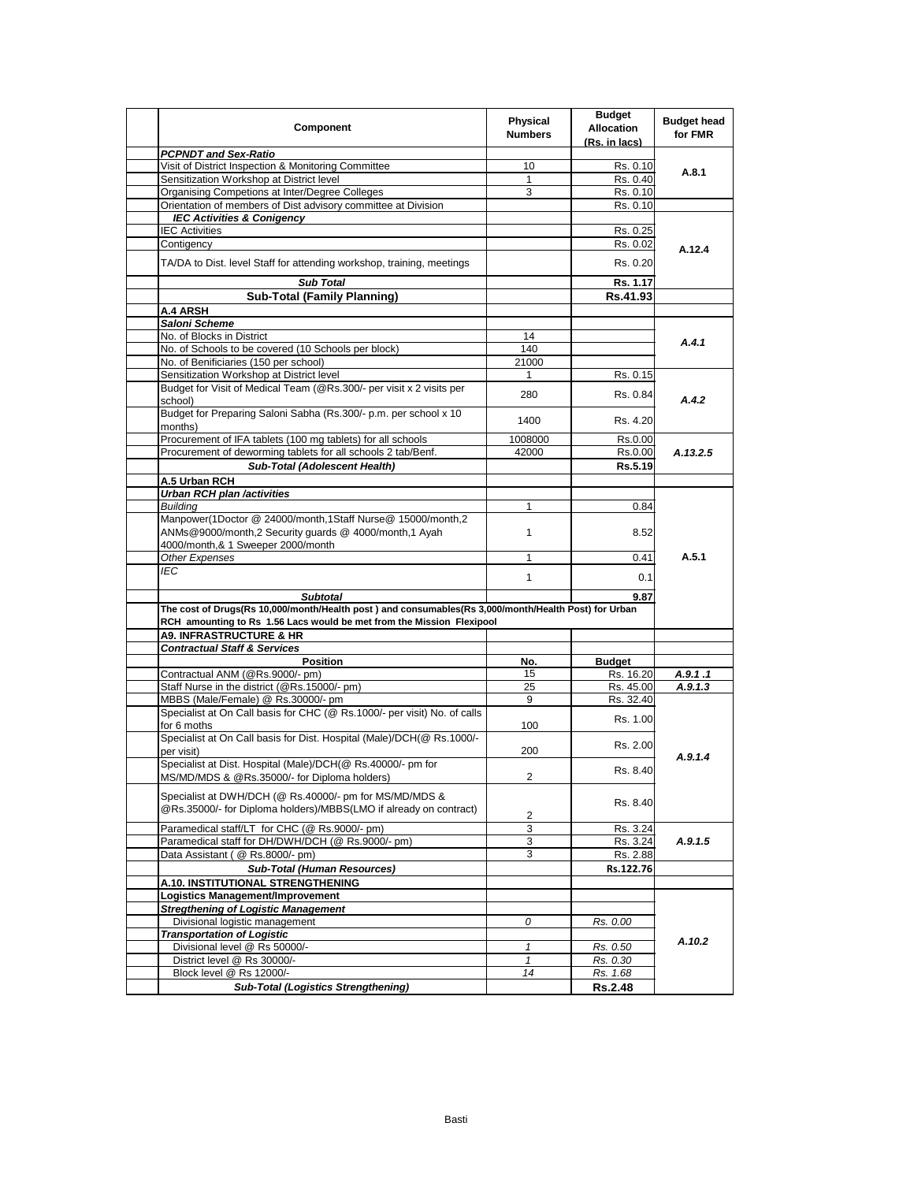| Component | Physical Numbers | Budget Allocation (Rs. in lacs) | Budget head for FMR |
|---|---|---|---|
| ***PCPNDT and Sex-Ratio*** | | | |
| Visit of District Inspection & Monitoring Committee | 10 | Rs. 0.10 | A.8.1 |
| Sensitization Workshop at District level | 1 | Rs. 0.40 | |
| Organising Competions at Inter/Degree Colleges | 3 | Rs. 0.10 | |
| Orientation of members of Dist advisory committee at Division | | Rs. 0.10 | |
| ***IEC Activities & Conigency*** | | | |
| IEC Activities | | Rs. 0.25 | A.12.4 |
| Contigency | | Rs. 0.02 | |
| TA/DA to Dist. level Staff for attending workshop, training, meetings | | Rs. 0.20 | |
| ***Sub Total*** | | **Rs. 1.17** | |
| **Sub-Total (Family Planning)** | | **Rs.41.93** | |
| **A.4 ARSH** | | | |
| ***Saloni Scheme*** | | | |
| No. of Blocks in District | 14 | | *A.4.1* |
| No. of Schools to be covered (10 Schools per block) | 140 | | |
| No. of Benificiaries (150 per school) | 21000 | | |
| Sensitization Workshop at District level | 1 | Rs. 0.15 | *A.4.2* |
| Budget for Visit of Medical Team (@Rs.300/- per visit x 2 visits per school) | 280 | Rs. 0.84 | |
| Budget for Preparing Saloni Sabha (Rs.300/- p.m. per school x 10 months) | 1400 | Rs. 4.20 | |
| Procurement of IFA tablets (100 mg tablets) for all schools | 1008000 | Rs.0.00 | *A.13.2.5* |
| Procurement of deworming tablets for all schools 2 tab/Benf. | 42000 | Rs.0.00 | |
| ***Sub-Total (Adolescent Health)*** | | **Rs.5.19** | |
| **A.5 Urban RCH** | | | |
| ***Urban RCH plan /activities*** | | | |
| *Building* | 1 | 0.84 | A.5.1 |
| Manpower(1Doctor @ 24000/month,1Staff Nurse@ 15000/month,2 ANMs@9000/month,2 Security guards @ 4000/month,1 Ayah 4000/month,& 1 Sweeper 2000/month | 1 | 8.52 | |
| *Other Expenses* | 1 | 0.41 | |
| *IEC* | 1 | 0.1 | |
| ***Subtotal*** | | **9.87** | |
| **The cost of Drugs(Rs 10,000/month/Health post ) and consumables(Rs 3,000/month/Health Post) for Urban RCH amounting to Rs 1.56 Lacs would be met from the Mission Flexipool** | | | |
| **A9. INFRASTRUCTURE & HR** | | | |
| ***Contractual Staff & Services*** | | | |
| **Position** | **No.** | **Budget** | |
| Contractual ANM (@Rs.9000/- pm) | 15 | Rs. 16.20 | *A.9.1 .1* |
| Staff Nurse in the district (@Rs.15000/- pm) | 25 | Rs. 45.00 | *A.9.1.3* |
| MBBS (Male/Female) @ Rs.30000/- pm | 9 | Rs. 32.40 | *A.9.1.4* |
| Specialist at On Call basis for CHC (@ Rs.1000/- per visit) No. of calls for 6 moths | 100 | Rs. 1.00 | |
| Specialist at On Call basis for Dist. Hospital (Male)/DCH(@ Rs.1000/- per visit) | 200 | Rs. 2.00 | |
| Specialist at Dist. Hospital (Male)/DCH(@ Rs.40000/- pm for MS/MD/MDS & @Rs.35000/- for Diploma holders) | 2 | Rs. 8.40 | |
| Specialist at DWH/DCH (@ Rs.40000/- pm for MS/MD/MDS & @Rs.35000/- for Diploma holders)/MBBS(LMO if already on contract) | 2 | Rs. 8.40 | |
| Paramedical staff/LT for CHC (@ Rs.9000/- pm) | 3 | Rs. 3.24 | *A.9.1.5* |
| Paramedical staff for DH/DWH/DCH (@ Rs.9000/- pm) | 3 | Rs. 3.24 | |
| Data Assistant ( @ Rs.8000/- pm) | 3 | Rs. 2.88 | |
| ***Sub-Total (Human Resources)*** | | **Rs.122.76** | |
| **A.10. INSTITUTIONAL STRENGTHENING** | | | |
| **Logistics Management/Improvement** | | | *A.10.2* |
| ***Stregthening of Logistic Management*** | | | |
| Divisional logistic management | *0* | *Rs. 0.00* | |
| ***Transportation of Logistic*** | | | |
| Divisional level @ Rs 50000/- | *1* | *Rs. 0.50* | |
| District level @ Rs 30000/- | *1* | *Rs. 0.30* | |
| Block level @ Rs 12000/- | *14* | *Rs. 1.68* | |
| ***Sub-Total (Logistics Strengthening)*** | | **Rs.2.48** | |

Basti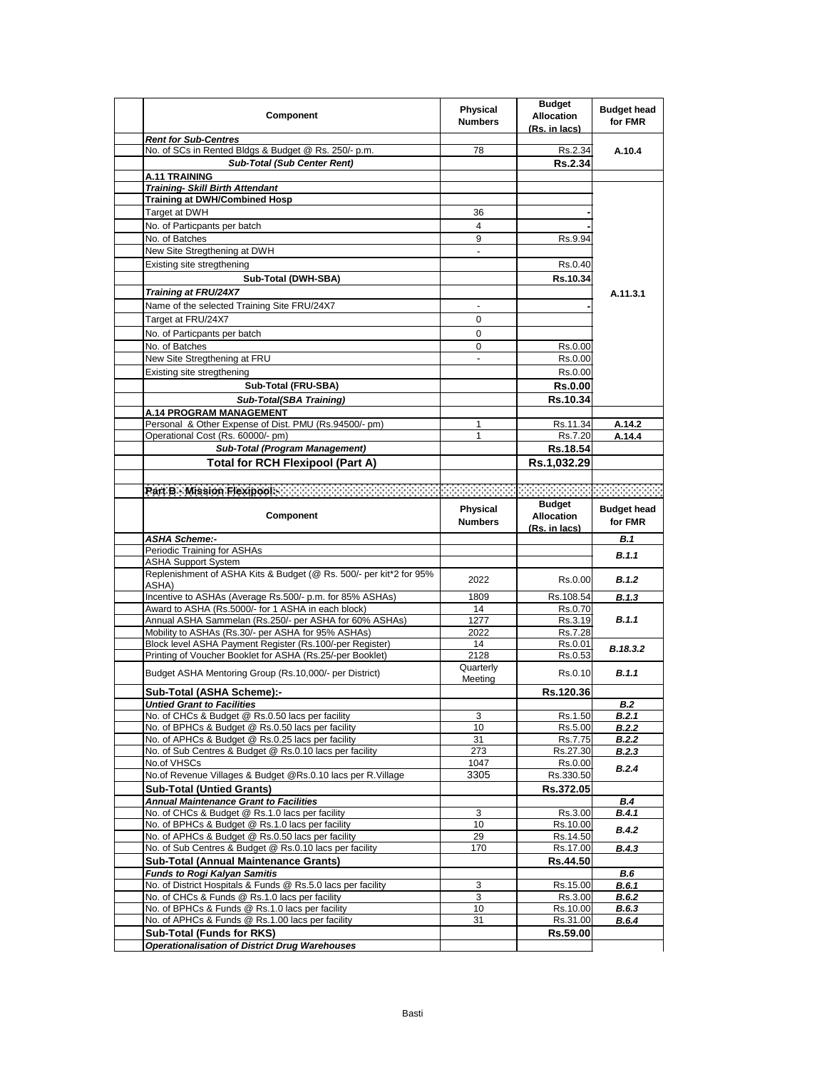| Component | Physical Numbers | Budget Allocation (Rs. in lacs) | Budget head for FMR |
|---|---|---|---|
| ***Rent for Sub-Centres*** | | | |
| No. of SCs in Rented Bldgs & Budget @ Rs. 250/- p.m. | 78 | Rs.2.34 | A.10.4 |
| ***Sub-Total (Sub Center Rent)*** | | **Rs.2.34** | |
| **A.11 TRAINING** | | | |
| ***Training- Skill Birth Attendant*** | | | A.11.3.1 |
| **Training at DWH/Combined Hosp** | | | |
| Target at DWH | 36 | - | |
| No. of Particpants per batch | 4 | - | |
| No. of Batches | 9 | Rs.9.94 | |
| New Site Stregthening at DWH | - | | |
| Existing site stregthening | | Rs.0.40 | |
| **Sub-Total (DWH-SBA)** | | **Rs.10.34** | |
| ***Training at FRU/24X7*** | | | |
| Name of the selected Training Site FRU/24X7 | - | - | |
| Target at FRU/24X7 | 0 | | |
| No. of Particpants per batch | 0 | | |
| No. of Batches | 0 | Rs.0.00 | |
| New Site Stregthening at FRU | - | Rs.0.00 | |
| Existing site stregthening | | Rs.0.00 | |
| **Sub-Total (FRU-SBA)** | | **Rs.0.00** | |
| ***Sub-Total(SBA Training)*** | | **Rs.10.34** | |
| **A.14 PROGRAM MANAGEMENT** | | | |
| Personal & Other Expense of Dist. PMU (Rs.94500/- pm) | 1 | Rs.11.34 | A.14.2 |
| Operational Cost (Rs. 60000/- pm) | 1 | Rs.7.20 | A.14.4 |
| ***Sub-Total (Program Management)*** | | **Rs.18.54** | |
| **Total for RCH Flexipool (Part A)** | | **Rs.1,032.29** | |

**Part B - Mission Flexipool:-**

| Component | Physical Numbers | Budget Allocation (Rs. in lacs) | Budget head for FMR |
|---|---|---|---|
| ***ASHA Scheme:-*** | | | ***B.1*** |
| Periodic Training for ASHAs | | | ***B.1.1*** |
| ASHA Support System | | | |
| Replenishment of ASHA Kits & Budget (@ Rs. 500/- per kit*2 for 95% ASHA) | 2022 | Rs.0.00 | ***B.1.2*** |
| Incentive to ASHAs (Average Rs.500/- p.m. for 85% ASHAs) | 1809 | Rs.108.54 | ***B.1.3*** |
| Award to ASHA (Rs.5000/- for 1 ASHA in each block) | 14 | Rs.0.70 | ***B.1.1*** |
| Annual ASHA Sammelan (Rs.250/- per ASHA for 60% ASHAs) | 1277 | Rs.3.19 | |
| Mobility to ASHAs (Rs.30/- per ASHA for 95% ASHAs) | 2022 | Rs.7.28 | |
| Block level ASHA Payment Register (Rs.100/-per Register) | 14 | Rs.0.01 | ***B.18.3.2*** |
| Printing of Voucher Booklet for ASHA (Rs.25/-per Booklet) | 2128 | Rs.0.53 | |
| Budget ASHA Mentoring Group (Rs.10,000/- per District) | Quarterly Meeting | Rs.0.10 | ***B.1.1*** |
| **Sub-Total (ASHA Scheme):-** | | **Rs.120.36** | |
| ***Untied Grant to Facilities*** | | | ***B.2*** |
| No. of CHCs & Budget @ Rs.0.50 lacs per facility | 3 | Rs.1.50 | ***B.2.1*** |
| No. of BPHCs & Budget @ Rs.0.50 lacs per facility | 10 | Rs.5.00 | ***B.2.2*** |
| No. of APHCs & Budget @ Rs.0.25 lacs per facility | 31 | Rs.7.75 | ***B.2.2*** |
| No. of Sub Centres & Budget @ Rs.0.10 lacs per facility | 273 | Rs.27.30 | ***B.2.3*** |
| No.of VHSCs | 1047 | Rs.0.00 | ***B.2.4*** |
| No.of Revenue Villages & Budget @Rs.0.10 lacs per R.Village | 3305 | Rs.330.50 | |
| **Sub-Total (Untied Grants)** | | **Rs.372.05** | |
| ***Annual Maintenance Grant to Facilities*** | | | ***B.4*** |
| No. of CHCs & Budget @ Rs.1.0 lacs per facility | 3 | Rs.3.00 | ***B.4.1*** |
| No. of BPHCs & Budget @ Rs.1.0 lacs per facility | 10 | Rs.10.00 | ***B.4.2*** |
| No. of APHCs & Budget @ Rs.0.50 lacs per facility | 29 | Rs.14.50 | |
| No. of Sub Centres & Budget @ Rs.0.10 lacs per facility | 170 | Rs.17.00 | ***B.4.3*** |
| **Sub-Total (Annual Maintenance Grants)** | | **Rs.44.50** | |
| ***Funds to Rogi Kalyan Samitis*** | | | ***B.6*** |
| No. of District Hospitals & Funds @ Rs.5.0 lacs per facility | 3 | Rs.15.00 | ***B.6.1*** |
| No. of CHCs & Funds @ Rs.1.0 lacs per facility | 3 | Rs.3.00 | ***B.6.2*** |
| No. of BPHCs & Funds @ Rs.1.0 lacs per facility | 10 | Rs.10.00 | ***B.6.3*** |
| No. of APHCs & Funds @ Rs.1.00 lacs per facility | 31 | Rs.31.00 | ***B.6.4*** |
| **Sub-Total (Funds for RKS)** | | **Rs.59.00** | |
| ***Operationalisation of District Drug Warehouses*** | | | |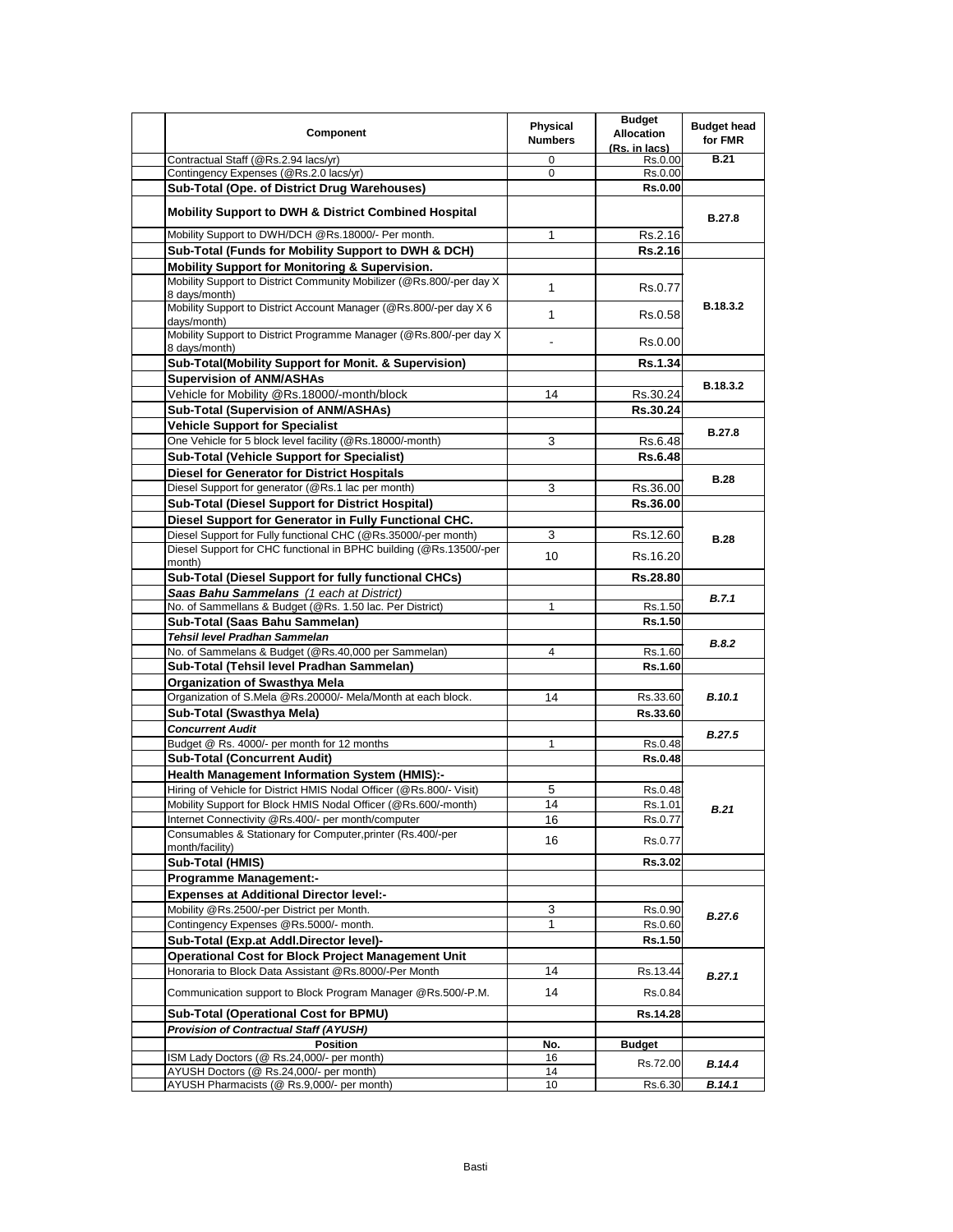| Component | Physical Numbers | Budget Allocation (Rs. in lacs) | Budget head for FMR |
|---|---|---|---|
| Contractual Staff (@Rs.2.94 lacs/yr) | 0 | Rs.0.00 | **B.21** |
| Contingency Expenses (@Rs.2.0 lacs/yr) | 0 | Rs.0.00 | |
| **Sub-Total (Ope. of District Drug Warehouses)** | | **Rs.0.00** | |
| **Mobility Support to DWH & District Combined Hospital** | | | **B.27.8** |
| Mobility Support to DWH/DCH @Rs.18000/- Per month. | 1 | Rs.2.16 | |
| **Sub-Total (Funds for Mobility Support to DWH & DCH)** | | **Rs.2.16** | |
| **Mobility Support for Monitoring & Supervision.** | | | **B.18.3.2** |
| Mobility Support to District Community Mobilizer (@Rs.800/-per day X 8 days/month) | 1 | Rs.0.77 | |
| Mobility Support to District Account Manager (@Rs.800/-per day X 6 days/month) | 1 | Rs.0.58 | |
| Mobility Support to District Programme Manager (@Rs.800/-per day X 8 days/month) | - | Rs.0.00 | |
| **Sub-Total(Mobility Support for Monit. & Supervision)** | | **Rs.1.34** | |
| **Supervision of ANM/ASHAs** | | | **B.18.3.2** |
| Vehicle for Mobility @Rs.18000/-month/block | 14 | Rs.30.24 | |
| **Sub-Total (Supervision of ANM/ASHAs)** | | **Rs.30.24** | |
| **Vehicle Support for Specialist** | | | **B.27.8** |
| One Vehicle for 5 block level facility (@Rs.18000/-month) | 3 | Rs.6.48 | |
| **Sub-Total (Vehicle Support for Specialist)** | | **Rs.6.48** | |
| **Diesel for Generator for District Hospitals** | | | **B.28** |
| Diesel Support for generator (@Rs.1 lac per month) | 3 | Rs.36.00 | |
| **Sub-Total (Diesel Support for District Hospital)** | | **Rs.36.00** | |
| **Diesel Support for Generator in Fully Functional CHC.** | | | **B.28** |
| Diesel Support for Fully functional CHC (@Rs.35000/-per month) | 3 | Rs.12.60 | |
| Diesel Support for CHC functional in BPHC building (@Rs.13500/-per month) | 10 | Rs.16.20 | |
| **Sub-Total (Diesel Support for fully functional CHCs)** | | **Rs.28.80** | |
| ***Saas Bahu Sammelans** (1 each at District)* | | | ***B.7.1*** |
| No. of Sammellans & Budget (@Rs. 1.50 lac. Per District) | 1 | Rs.1.50 | |
| **Sub-Total (Saas Bahu Sammelan)** | | **Rs.1.50** | |
| ***Tehsil level Pradhan Sammelan*** | | | ***B.8.2*** |
| No. of Sammelans & Budget (@Rs.40,000 per Sammelan) | 4 | Rs.1.60 | |
| **Sub-Total (Tehsil level Pradhan Sammelan)** | | **Rs.1.60** | |
| **Organization of Swasthya Mela** | | | ***B.10.1*** |
| Organization of S.Mela @Rs.20000/- Mela/Month at each block. | 14 | Rs.33.60 | |
| **Sub-Total (Swasthya Mela)** | | **Rs.33.60** | |
| ***Concurrent Audit*** | | | ***B.27.5*** |
| Budget @ Rs. 4000/- per month for 12 months | 1 | Rs.0.48 | |
| **Sub-Total (Concurrent Audit)** | | **Rs.0.48** | |
| **Health Management Information System (HMIS):-** | | | ***B.21*** |
| Hiring of Vehicle for District HMIS Nodal Officer (@Rs.800/- Visit) | 5 | Rs.0.48 | |
| Mobility Support for Block HMIS Nodal Officer (@Rs.600/-month) | 14 | Rs.1.01 | |
| Internet Connectivity @Rs.400/- per month/computer | 16 | Rs.0.77 | |
| Consumables & Stationary for Computer,printer (Rs.400/-per month/facility) | 16 | Rs.0.77 | |
| **Sub-Total (HMIS)** | | **Rs.3.02** | |
| **Programme Management:-** | | | |
| **Expenses at Additional Director level:-** | | | ***B.27.6*** |
| Mobility @Rs.2500/-per District per Month. | 3 | Rs.0.90 | |
| Contingency Expenses @Rs.5000/- month. | 1 | Rs.0.60 | |
| **Sub-Total (Exp.at Addl.Director level)-** | | **Rs.1.50** | |
| **Operational Cost for Block Project Management Unit** | | | ***B.27.1*** |
| Honoraria to Block Data Assistant @Rs.8000/-Per Month | 14 | Rs.13.44 | |
| Communication support to Block Program Manager @Rs.500/-P.M. | 14 | Rs.0.84 | |
| **Sub-Total (Operational Cost for BPMU)** | | **Rs.14.28** | |
| ***Provision of Contractual Staff (AYUSH)*** | | | |
| **Position** | **No.** | **Budget** | |
| ISM Lady Doctors (@ Rs.24,000/- per month) | 16 | Rs.72.00 | ***B.14.4*** |
| AYUSH Doctors (@ Rs.24,000/- per month) | 14 | | |
| AYUSH Pharmacists (@ Rs.9,000/- per month) | 10 | Rs.6.30 | ***B.14.1*** |

Basti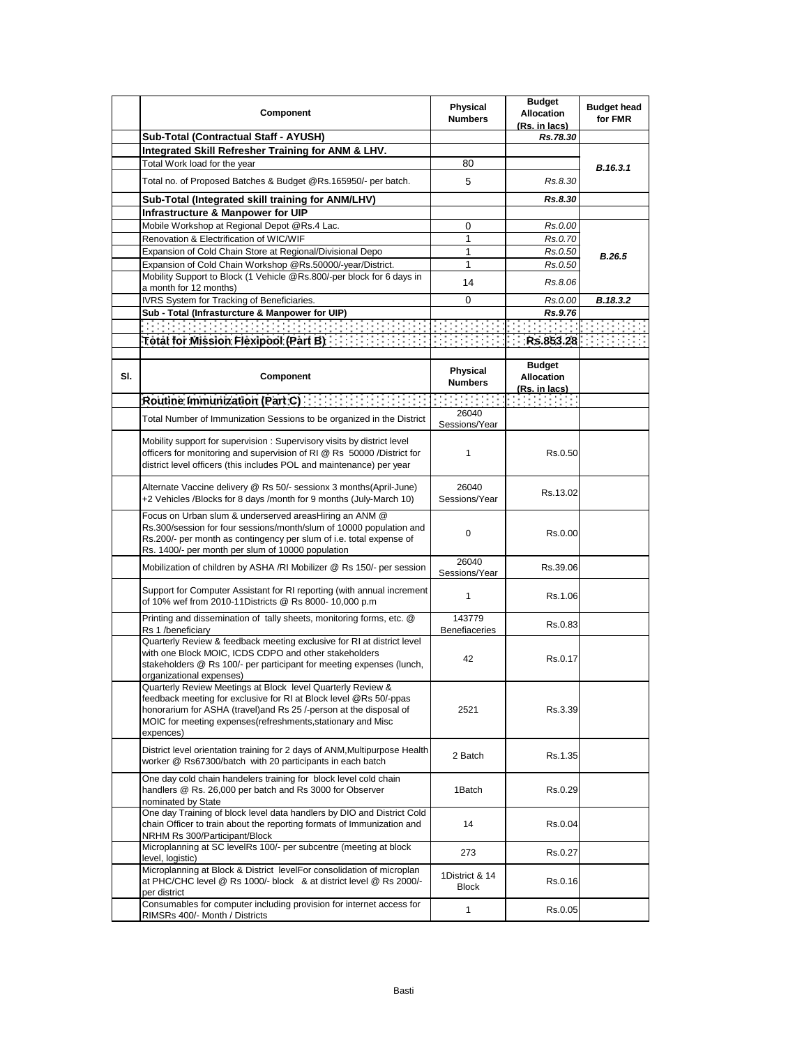| | Component | Physical Numbers | Budget Allocation (Rs. in lacs) | Budget head for FMR |
|---|---|---|---|---|
| | **Sub-Total (Contractual Staff - AYUSH)** | | ***Rs.78.30*** | |
| | **Integrated Skill Refresher Training for ANM & LHV.** | | | |
| | Total Work load for the year | 80 | | ***B.16.3.1*** |
| | Total no. of Proposed Batches & Budget @Rs.165950/- per batch. | 5 | *Rs.8.30* | |
| | **Sub-Total (Integrated skill training for ANM/LHV)** | | ***Rs.8.30*** | |
| | **Infrastructure & Manpower for UIP** | | | |
| | Mobile Workshop at Regional Depot @Rs.4 Lac. | 0 | *Rs.0.00* | |
| | Renovation & Electrification of WIC/WIF | 1 | *Rs.0.70* | |
| | Expansion of Cold Chain Store at Regional/Divisional Depo | 1 | *Rs.0.50* | ***B.26.5*** |
| | Expansion of Cold Chain Workshop @Rs.50000/-year/District. | 1 | *Rs.0.50* | |
| | Mobility Support to Block (1 Vehicle @Rs.800/-per block for 6 days in a month for 12 months) | 14 | *Rs.8.06* | |
| | IVRS System for Tracking of Beneficiaries. | 0 | *Rs.0.00* | ***B.18.3.2*** |
| | **Sub - Total (Infrasturcture & Manpower for UIP)** | | ***Rs.9.76*** | |
| | **Total for Mission Flexipool (Part B)** | | **Rs.853.28** | |

| Sl. | Component | Physical Numbers | Budget Allocation (Rs. in lacs) | |
|---|---|---|---|---|
| | **Routine Immunization (Part C)** | | | |
| | Total Number of Immunization Sessions to be organized in the District | 26040 Sessions/Year | | |
| | Mobility support for supervision : Supervisory visits by district level officers for monitoring and supervision of RI @ Rs 50000 /District for district level officers (this includes POL and maintenance) per year | 1 | Rs.0.50 | |
| | Alternate Vaccine delivery @ Rs 50/- sessionx 3 months(April-June) +2 Vehicles /Blocks for 8 days /month for 9 months (July-March 10) | 26040 Sessions/Year | Rs.13.02 | |
| | Focus on Urban slum & underserved areasHiring an ANM @ Rs.300/session for four sessions/month/slum of 10000 population and Rs.200/- per month as contingency per slum of i.e. total expense of Rs. 1400/- per month per slum of 10000 population | 0 | Rs.0.00 | |
| | Mobilization of children by ASHA /RI Mobilizer @ Rs 150/- per session | 26040 Sessions/Year | Rs.39.06 | |
| | Support for Computer Assistant for RI reporting (with annual increment of 10% wef from 2010-11Districts @ Rs 8000- 10,000 p.m | 1 | Rs.1.06 | |
| | Printing and dissemination of tally sheets, monitoring forms, etc. @ Rs 1 /beneficiary | 143779 Benefiaceries | Rs.0.83 | |
| | Quarterly Review & feedback meeting exclusive for RI at district level with one Block MOIC, ICDS CDPO and other stakeholders stakeholders @ Rs 100/- per participant for meeting expenses (lunch, organizational expenses) | 42 | Rs.0.17 | |
| | Quarterly Review Meetings at Block level Quarterly Review & feedback meeting for exclusive for RI at Block level @Rs 50/-ppas honorarium for ASHA (travel)and Rs 25 /-person at the disposal of MOIC for meeting expenses(refreshments,stationary and Misc expences) | 2521 | Rs.3.39 | |
| | District level orientation training for 2 days of ANM,Multipurpose Health worker @ Rs67300/batch with 20 participants in each batch | 2 Batch | Rs.1.35 | |
| | One day cold chain handelers training for block level cold chain handlers @ Rs. 26,000 per batch and Rs 3000 for Observer nominated by State | 1Batch | Rs.0.29 | |
| | One day Training of block level data handlers by DIO and District Cold chain Officer to train about the reporting formats of Immunization and NRHM Rs 300/Participant/Block | 14 | Rs.0.04 | |
| | Microplanning at SC levelRs 100/- per subcentre (meeting at block level, logistic) | 273 | Rs.0.27 | |
| | Microplanning at Block & District levelFor consolidation of microplan at PHC/CHC level @ Rs 1000/- block & at district level @ Rs 2000/- per district | 1District & 14 Block | Rs.0.16 | |
| | Consumables for computer including provision for internet access for RIMSRs 400/- Month / Districts | 1 | Rs.0.05 | |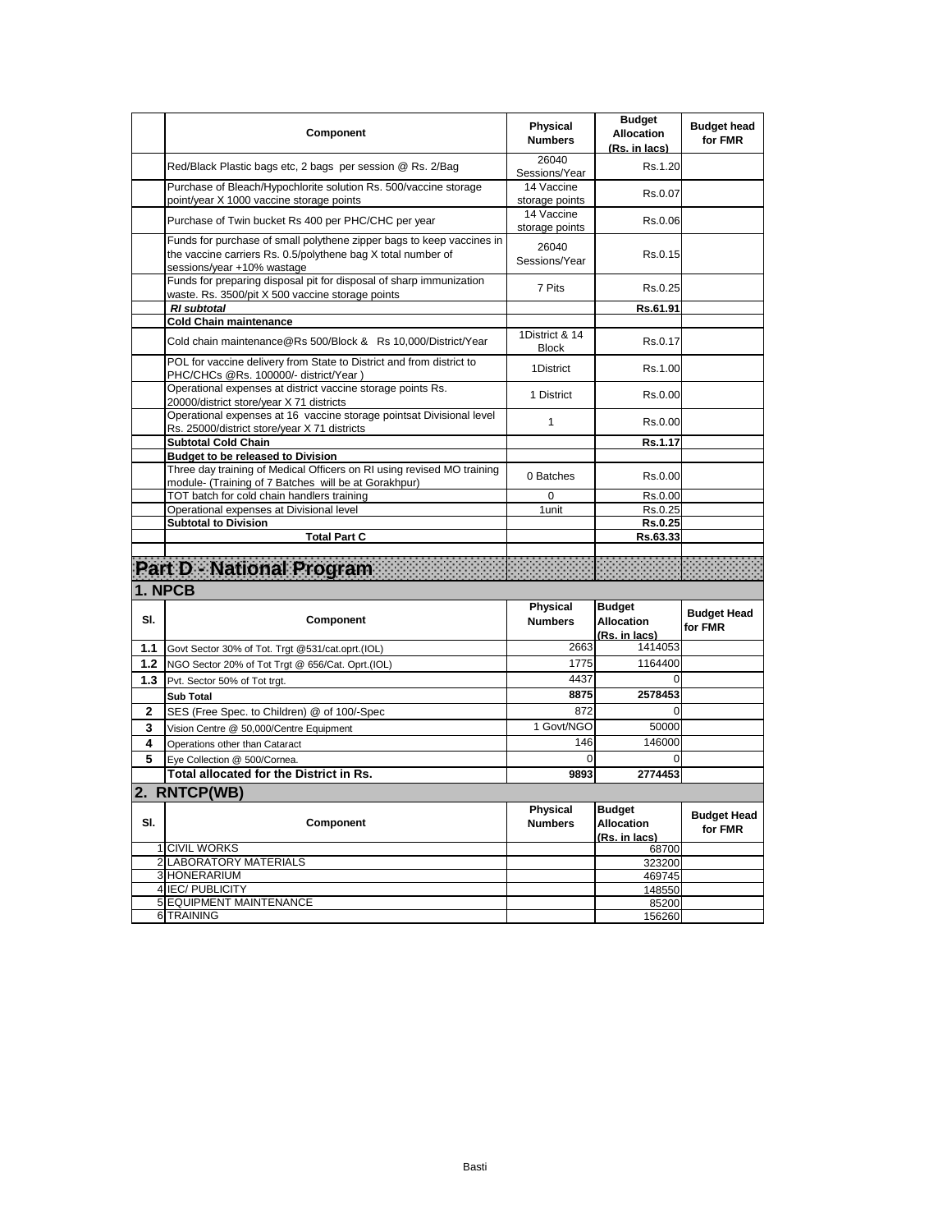| | Component | Physical Numbers | Budget Allocation (Rs. in lacs) | Budget head for FMR |
|---|---|---|---|---|
| | Red/Black Plastic bags etc, 2 bags per session @ Rs. 2/Bag | 26040 Sessions/Year | Rs.1.20 | |
| | Purchase of Bleach/Hypochlorite solution Rs. 500/vaccine storage point/year X 1000 vaccine storage points | 14 Vaccine storage points | Rs.0.07 | |
| | Purchase of Twin bucket Rs 400 per PHC/CHC per year | 14 Vaccine storage points | Rs.0.06 | |
| | Funds for purchase of small polythene zipper bags to keep vaccines in the vaccine carriers Rs. 0.5/polythene bag X total number of sessions/year +10% wastage | 26040 Sessions/Year | Rs.0.15 | |
| | Funds for preparing disposal pit for disposal of sharp immunization waste. Rs. 3500/pit X 500 vaccine storage points | 7 Pits | Rs.0.25 | |
| | ***RI subtotal*** | | **Rs.61.91** | |
| | **Cold Chain maintenance** | | | |
| | Cold chain maintenance@Rs 500/Block & Rs 10,000/District/Year | 1District & 14 Block | Rs.0.17 | |
| | POL for vaccine delivery from State to District and from district to PHC/CHCs @Rs. 100000/- district/Year ) | 1District | Rs.1.00 | |
| | Operational expenses at district vaccine storage points Rs. 20000/district store/year X 71 districts | 1 District | Rs.0.00 | |
| | Operational expenses at 16 vaccine storage pointsat Divisional level Rs. 25000/district store/year X 71 districts | 1 | Rs.0.00 | |
| | **Subtotal Cold Chain** | | **Rs.1.17** | |
| | **Budget to be released to Division** | | | |
| | Three day training of Medical Officers on RI using revised MO training module- (Training of 7 Batches will be at Gorakhpur) | 0 Batches | Rs.0.00 | |
| | TOT batch for cold chain handlers training | 0 | Rs.0.00 | |
| | Operational expenses at Divisional level | 1unit | Rs.0.25 | |
| | **Subtotal to Division** | | **Rs.0.25** | |
| | **Total Part C** | | **Rs.63.33** | |

# Part D - National Program

## 1. NPCB

| Sl. | Component | Physical Numbers | Budget Allocation (Rs. in lacs) | Budget Head for FMR |
|---|---|---|---|---|
| **1.1** | Govt Sector 30% of Tot. Trgt @531/cat.oprt.(IOL) | 2663 | 1414053 | |
| **1.2** | NGO Sector 20% of Tot Trgt @ 656/Cat. Oprt.(IOL) | 1775 | 1164400 | |
| **1.3** | Pvt. Sector 50% of Tot trgt. | 4437 | 0 | |
| | **Sub Total** | **8875** | **2578453** | |
| **2** | SES (Free Spec. to Children) @ of 100/-Spec | 872 | 0 | |
| **3** | Vision Centre @ 50,000/Centre Equipment | 1 Govt/NGO | 50000 | |
| **4** | Operations other than Cataract | 146 | 146000 | |
| **5** | Eye Collection @ 500/Cornea. | 0 | 0 | |
| | **Total allocated for the District in Rs.** | **9893** | **2774453** | |

## 2. RNTCP(WB)

| Sl. | Component | Physical Numbers | Budget Allocation (Rs. in lacs) | Budget Head for FMR |
|---|---|---|---|---|
| 1 | CIVIL WORKS | | 68700 | |
| 2 | LABORATORY MATERIALS | | 323200 | |
| 3 | HONERARIUM | | 469745 | |
| 4 | IEC/ PUBLICITY | | 148550 | |
| 5 | EQUIPMENT MAINTENANCE | | 85200 | |
| 6 | TRAINING | | 156260 | |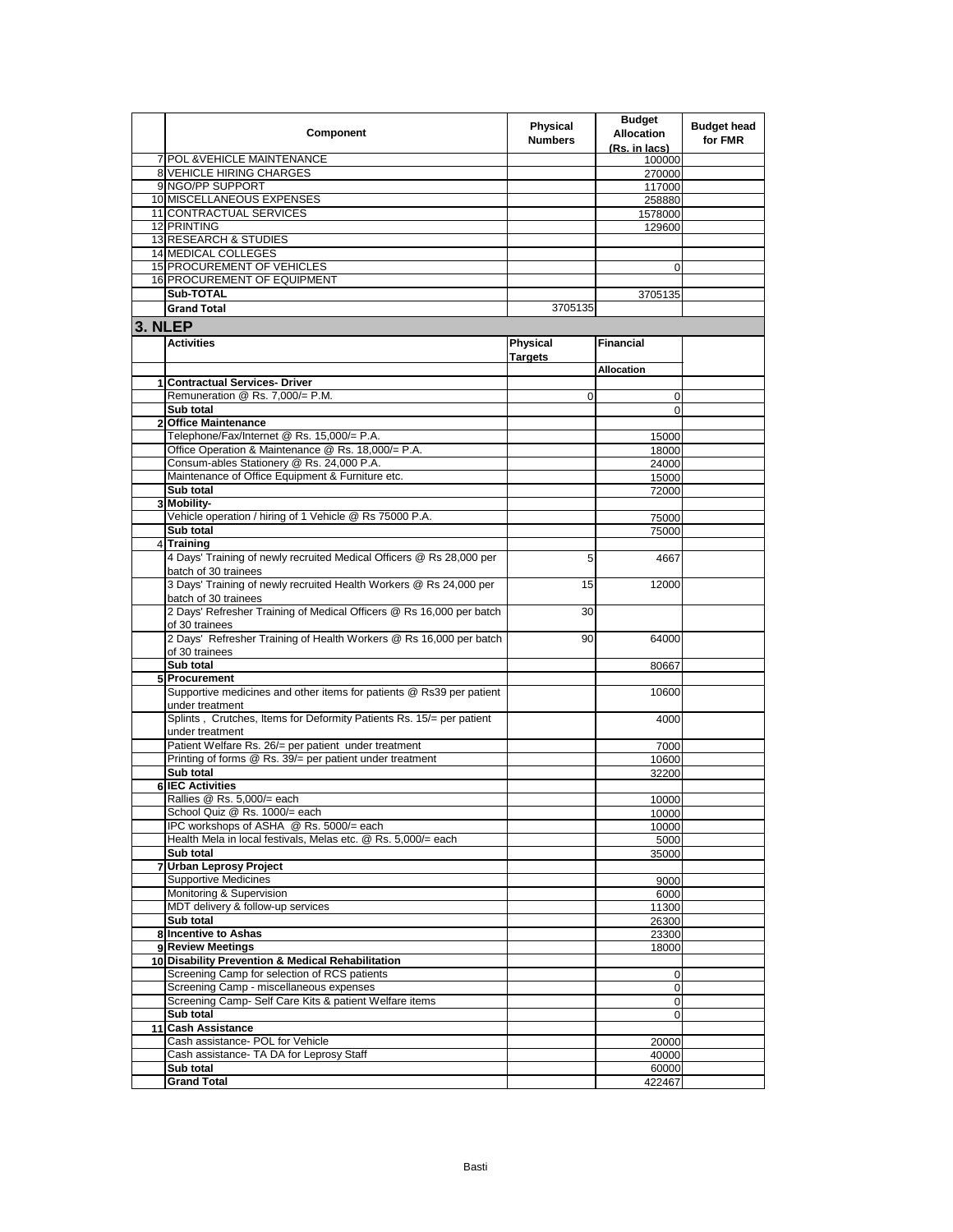|  | Component | Physical Numbers | Budget Allocation (Rs. in lacs) | Budget head for FMR |
|---|---|---|---|---|
| 7 | POL &VEHICLE MAINTENANCE |  | 100000 |  |
| 8 | VEHICLE HIRING CHARGES |  | 270000 |  |
| 9 | NGO/PP SUPPORT |  | 117000 |  |
| 10 | MISCELLANEOUS EXPENSES |  | 258880 |  |
| 11 | CONTRACTUAL SERVICES |  | 1578000 |  |
| 12 | PRINTING |  | 129600 |  |
| 13 | RESEARCH & STUDIES |  |  |  |
| 14 | MEDICAL COLLEGES |  |  |  |
| 15 | PROCUREMENT OF VEHICLES |  | 0 |  |
| 16 | PROCUREMENT OF EQUIPMENT |  |  |  |
|  | **Sub-TOTAL** |  | 3705135 |  |
|  | **Grand Total** | 3705135 |  |  |

## 3. NLEP

|  | Activities | Physical Targets | Financial Allocation |  |
|---|---|---|---|---|
| 1 | **Contractual Services- Driver** |  |  |  |
|  | Remuneration @ Rs. 7,000/= P.M. | 0 | 0 |  |
|  | **Sub total** |  | 0 |  |
| 2 | **Office Maintenance** |  |  |  |
|  | Telephone/Fax/Internet @ Rs. 15,000/= P.A. |  | 15000 |  |
|  | Office Operation & Maintenance @ Rs. 18,000/= P.A. |  | 18000 |  |
|  | Consum-ables Stationery @ Rs. 24,000 P.A. |  | 24000 |  |
|  | Maintenance of Office Equipment & Furniture etc. |  | 15000 |  |
|  | **Sub total** |  | 72000 |  |
| 3 | **Mobility-** |  |  |  |
|  | Vehicle operation / hiring of 1 Vehicle @ Rs 75000 P.A. |  | 75000 |  |
|  | **Sub total** |  | 75000 |  |
| 4 | **Training** |  |  |  |
|  | 4 Days' Training of newly recruited Medical Officers @ Rs 28,000 per batch of 30 trainees | 5 | 4667 |  |
|  | 3 Days' Training of newly recruited Health Workers @ Rs 24,000 per batch of 30 trainees | 15 | 12000 |  |
|  | 2 Days' Refresher Training of Medical Officers @ Rs 16,000 per batch of 30 trainees | 30 |  |  |
|  | 2 Days' Refresher Training of Health Workers @ Rs 16,000 per batch of 30 trainees | 90 | 64000 |  |
|  | **Sub total** |  | 80667 |  |
| 5 | **Procurement** |  |  |  |
|  | Supportive medicines and other items for patients @ Rs39 per patient under treatment |  | 10600 |  |
|  | Splints , Crutches, Items for Deformity Patients Rs. 15/= per patient under treatment |  | 4000 |  |
|  | Patient Welfare Rs. 26/= per patient under treatment |  | 7000 |  |
|  | Printing of forms @ Rs. 39/= per patient under treatment |  | 10600 |  |
|  | **Sub total** |  | 32200 |  |
| 6 | **IEC Activities** |  |  |  |
|  | Rallies @ Rs. 5,000/= each |  | 10000 |  |
|  | School Quiz @ Rs. 1000/= each |  | 10000 |  |
|  | IPC workshops of ASHA @ Rs. 5000/= each |  | 10000 |  |
|  | Health Mela in local festivals, Melas etc. @ Rs. 5,000/= each |  | 5000 |  |
|  | **Sub total** |  | 35000 |  |
| 7 | **Urban Leprosy Project** |  |  |  |
|  | Supportive Medicines |  | 9000 |  |
|  | Monitoring & Supervision |  | 6000 |  |
|  | MDT delivery & follow-up services |  | 11300 |  |
|  | **Sub total** |  | 26300 |  |
| 8 | **Incentive to Ashas** |  | 23300 |  |
| 9 | **Review Meetings** |  | 18000 |  |
| 10 | **Disability Prevention & Medical Rehabilitation** |  |  |  |
|  | Screening Camp for selection of RCS patients |  | 0 |  |
|  | Screening Camp - miscellaneous expenses |  | 0 |  |
|  | Screening Camp- Self Care Kits & patient Welfare items |  | 0 |  |
|  | **Sub total** |  | 0 |  |
| 11 | **Cash Assistance** |  |  |  |
|  | Cash assistance- POL for Vehicle |  | 20000 |  |
|  | Cash assistance- TA DA for Leprosy Staff |  | 40000 |  |
|  | **Sub total** |  | 60000 |  |
|  | **Grand Total** |  | 422467 |  |

Basti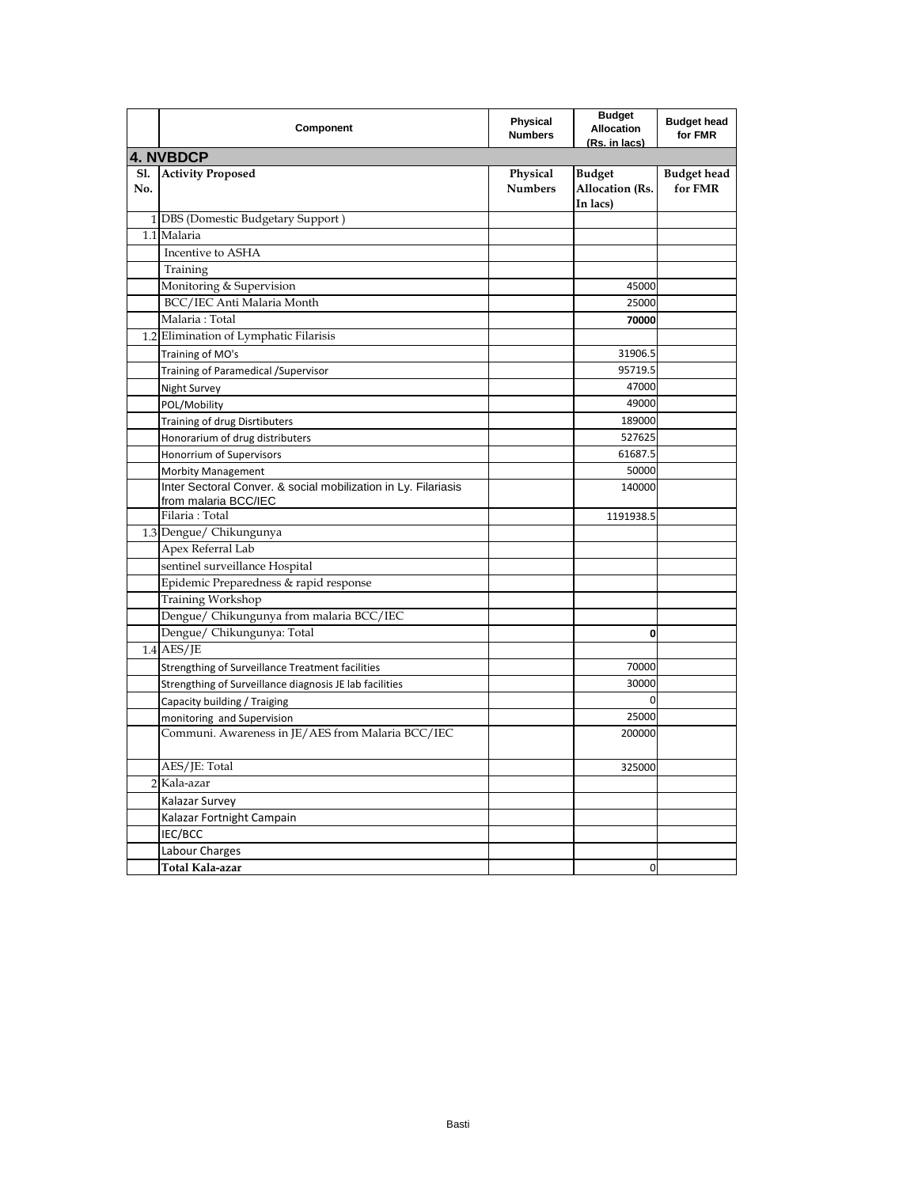| | Component | Physical Numbers | Budget Allocation (Rs. in lacs) | Budget head for FMR |
|---|---|---|---|---|
| **4. NVBDCP** | | | | |
| **Sl. No.** | **Activity Proposed** | **Physical Numbers** | **Budget Allocation (Rs. In lacs)** | **Budget head for FMR** |
| 1 | DBS (Domestic Budgetary Support ) | | | |
| 1.1 | Malaria | | | |
| | Incentive to ASHA | | | |
| | Training | | | |
| | Monitoring & Supervision | | 45000 | |
| | BCC/IEC Anti Malaria Month | | 25000 | |
| | Malaria : Total | | **70000** | |
| 1.2 | Elimination of Lymphatic Filarisis | | | |
| | Training of MO's | | 31906.5 | |
| | Training of Paramedical /Supervisor | | 95719.5 | |
| | Night Survey | | 47000 | |
| | POL/Mobility | | 49000 | |
| | Training of drug Disrtibuters | | 189000 | |
| | Honorarium of drug distributers | | 527625 | |
| | Honorrium of Supervisors | | 61687.5 | |
| | Morbity Management | | 50000 | |
| | Inter Sectoral Conver. & social mobilization in Ly. Filariasis from malaria BCC/IEC | | 140000 | |
| | Filaria : Total | | 1191938.5 | |
| 1.3 | Dengue/ Chikungunya | | | |
| | Apex Referral Lab | | | |
| | sentinel surveillance Hospital | | | |
| | Epidemic Preparedness & rapid response | | | |
| | Training Workshop | | | |
| | Dengue/ Chikungunya from malaria BCC/IEC | | | |
| | Dengue/ Chikungunya: Total | | **0** | |
| 1.4 | AES/JE | | | |
| | Strengthing of Surveillance Treatment facilities | | 70000 | |
| | Strengthing of Surveillance diagnosis JE lab facilities | | 30000 | |
| | Capacity building / Traiging | | 0 | |
| | monitoring and Supervision | | 25000 | |
| | Communi. Awareness in JE/AES from Malaria BCC/IEC | | 200000 | |
| | AES/JE: Total | | 325000 | |
| 2 | Kala-azar | | | |
| | Kalazar Survey | | | |
| | Kalazar Fortnight Campain | | | |
| | IEC/BCC | | | |
| | Labour Charges | | | |
| | **Total Kala-azar** | | 0 | |

Basti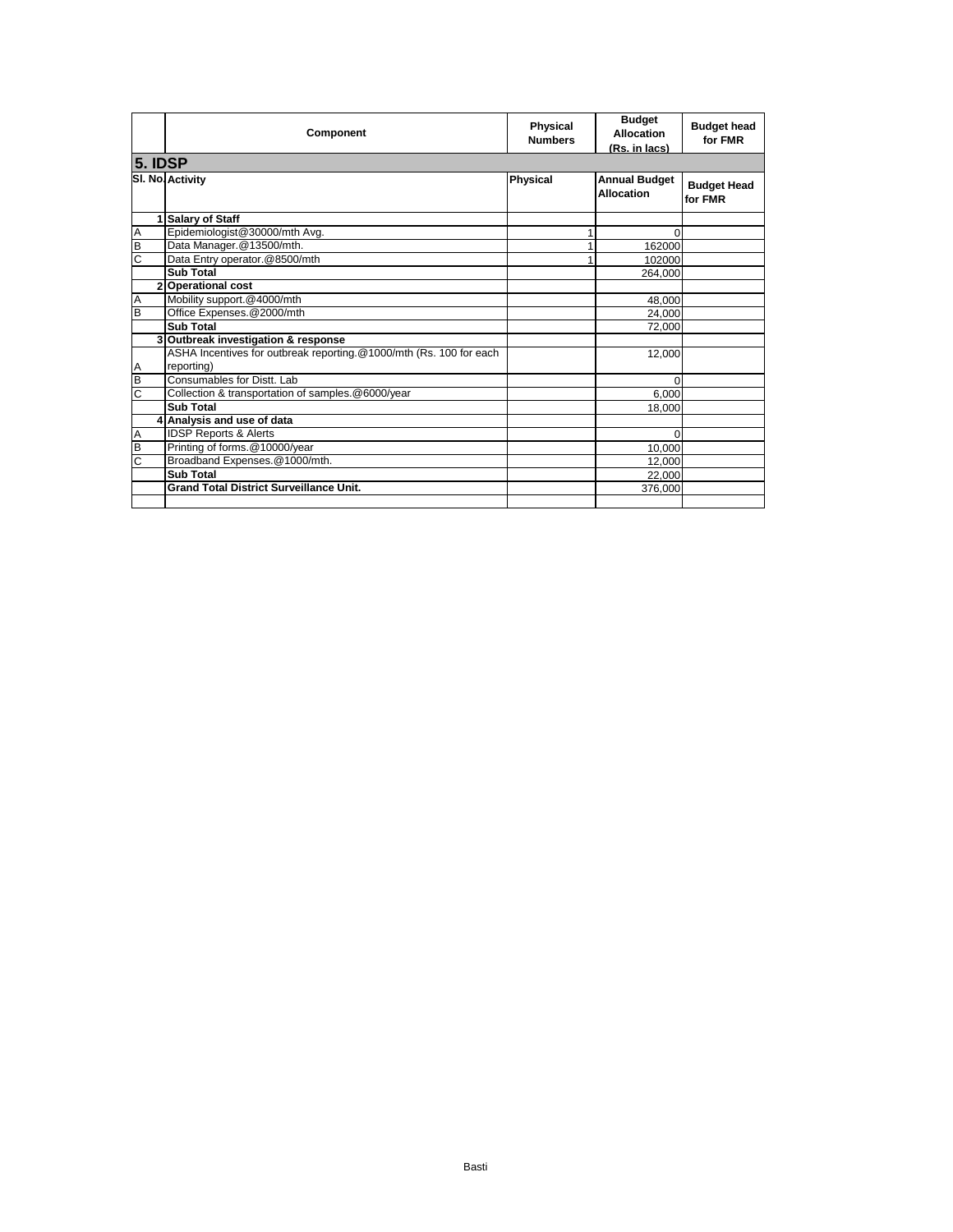| | Component | Physical Numbers | Budget Allocation (Rs. in lacs) | Budget head for FMR |
|---|---|---|---|---|
| **5. IDSP** | | | | |
| **Sl. No.** | **Activity** | **Physical** | **Annual Budget Allocation** | **Budget Head for FMR** |
| **1** | **Salary of Staff** | | | |
| A | Epidemiologist@30000/mth Avg. | 1 | 0 | |
| B | Data Manager.@13500/mth. | 1 | 162000 | |
| C | Data Entry operator.@8500/mth | 1 | 102000 | |
| | **Sub Total** | | 264,000 | |
| **2** | **Operational cost** | | | |
| A | Mobility support.@4000/mth | | 48,000 | |
| B | Office Expenses.@2000/mth | | 24,000 | |
| | **Sub Total** | | 72,000 | |
| **3** | **Outbreak investigation & response** | | | |
| A | ASHA Incentives for outbreak reporting.@1000/mth (Rs. 100 for each reporting) | | 12,000 | |
| B | Consumables for Distt. Lab | | 0 | |
| C | Collection & transportation of samples.@6000/year | | 6,000 | |
| | **Sub Total** | | 18,000 | |
| **4** | **Analysis and use of data** | | | |
| A | IDSP Reports & Alerts | | 0 | |
| B | Printing of forms.@10000/year | | 10,000 | |
| C | Broadband Expenses.@1000/mth. | | 12,000 | |
| | **Sub Total** | | 22,000 | |
| | **Grand Total District Surveillance Unit.** | | 376,000 | |
| | | | | |